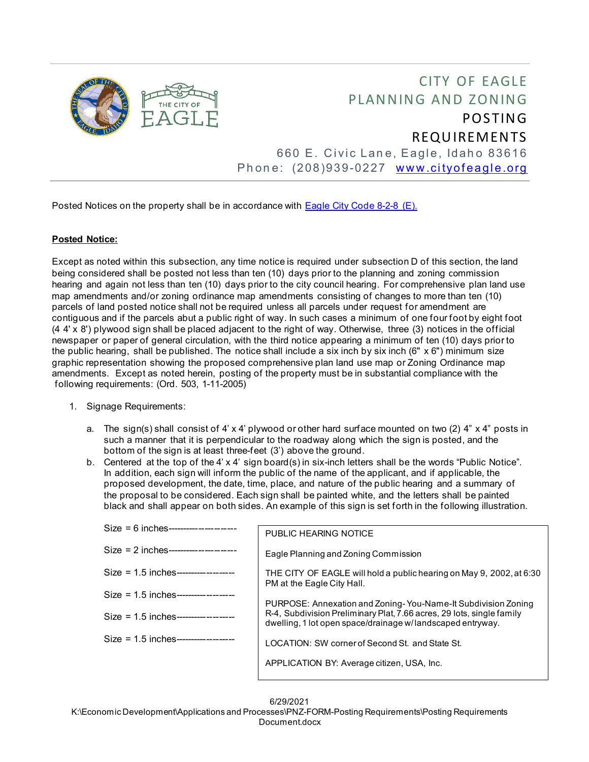# CITY OF EAGLE PLANNING AND ZONING POSTING REQUIREMENTS

660 E. Civic Lane, Eagle, Idaho 83616
Phone: (208)939-0227 [www.cityofeagle.org](www.cityofeagle.org)

Posted Notices on the property shall be in accordance with [Eagle City Code 8-2-8 (E).]()

**Posted Notice:**

Except as noted within this subsection, any time notice is required under subsection D of this section, the land being considered shall be posted not less than ten (10) days prior to the planning and zoning commission hearing and again not less than ten (10) days prior to the city council hearing. For comprehensive plan land use map amendments and/or zoning ordinance map amendments consisting of changes to more than ten (10) parcels of land posted notice shall not be required unless all parcels under request for amendment are contiguous and if the parcels abut a public right of way. In such cases a minimum of one four foot by eight foot (4 4' x 8') plywood sign shall be placed adjacent to the right of way. Otherwise, three (3) notices in the official newspaper or paper of general circulation, with the third notice appearing a minimum of ten (10) days prior to the public hearing, shall be published. The notice shall include a six inch by six inch (6" x 6") minimum size graphic representation showing the proposed comprehensive plan land use map or Zoning Ordinance map amendments. Except as noted herein, posting of the property must be in substantial compliance with the following requirements: (Ord. 503, 1-11-2005)

1. Signage Requirements:

   a. The sign(s) shall consist of 4' x 4' plywood or other hard surface mounted on two (2) 4" x 4" posts in such a manner that it is perpendicular to the roadway along which the sign is posted, and the bottom of the sign is at least three-feet (3') above the ground.

   b. Centered at the top of the 4' x 4' sign board(s) in six-inch letters shall be the words "Public Notice". In addition, each sign will inform the public of the name of the applicant, and if applicable, the proposed development, the date, time, place, and nature of the public hearing and a summary of the proposal to be considered. Each sign shall be painted white, and the letters shall be painted black and shall appear on both sides. An example of this sign is set forth in the following illustration.

| Size | Sign Text |
|---|---|
| Size = 6 inches---------------------- | PUBLIC HEARING NOTICE |
| Size = 2 inches---------------------- | Eagle Planning and Zoning Commission |
| Size = 1.5 inches------------------- | THE CITY OF EAGLE will hold a public hearing on May 9, 2002, at 6:30 PM at the Eagle City Hall. |
| Size = 1.5 inches------------------- | PURPOSE: Annexation and Zoning- You-Name-It Subdivision Zoning R-4, Subdivision Preliminary Plat, 7.66 acres, 29 lots, single family dwelling, 1 lot open space/drainage w/ landscaped entryway. |
| Size = 1.5 inches------------------- | LOCATION: SW corner of Second St. and State St. |
| Size = 1.5 inches------------------- | APPLICATION BY: Average citizen, USA, Inc. |

6/29/2021
K:\Economic Development\Applications and Processes\PNZ-FORM-Posting Requirements\Posting Requirements Document.docx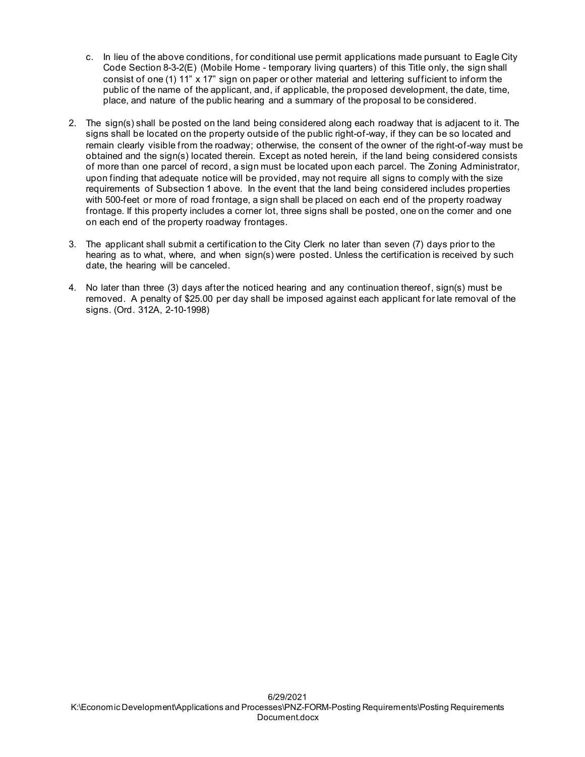c. In lieu of the above conditions, for conditional use permit applications made pursuant to Eagle City Code Section 8-3-2(E) (Mobile Home - temporary living quarters) of this Title only, the sign shall consist of one (1) 11" x 17" sign on paper or other material and lettering sufficient to inform the public of the name of the applicant, and, if applicable, the proposed development, the date, time, place, and nature of the public hearing and a summary of the proposal to be considered.

2. The sign(s) shall be posted on the land being considered along each roadway that is adjacent to it. The signs shall be located on the property outside of the public right-of-way, if they can be so located and remain clearly visible from the roadway; otherwise, the consent of the owner of the right-of-way must be obtained and the sign(s) located therein. Except as noted herein, if the land being considered consists of more than one parcel of record, a sign must be located upon each parcel. The Zoning Administrator, upon finding that adequate notice will be provided, may not require all signs to comply with the size requirements of Subsection 1 above. In the event that the land being considered includes properties with 500-feet or more of road frontage, a sign shall be placed on each end of the property roadway frontage. If this property includes a corner lot, three signs shall be posted, one on the corner and one on each end of the property roadway frontages.

3. The applicant shall submit a certification to the City Clerk no later than seven (7) days prior to the hearing as to what, where, and when sign(s) were posted. Unless the certification is received by such date, the hearing will be canceled.

4. No later than three (3) days after the noticed hearing and any continuation thereof, sign(s) must be removed. A penalty of $25.00 per day shall be imposed against each applicant for late removal of the signs. (Ord. 312A, 2-10-1998)